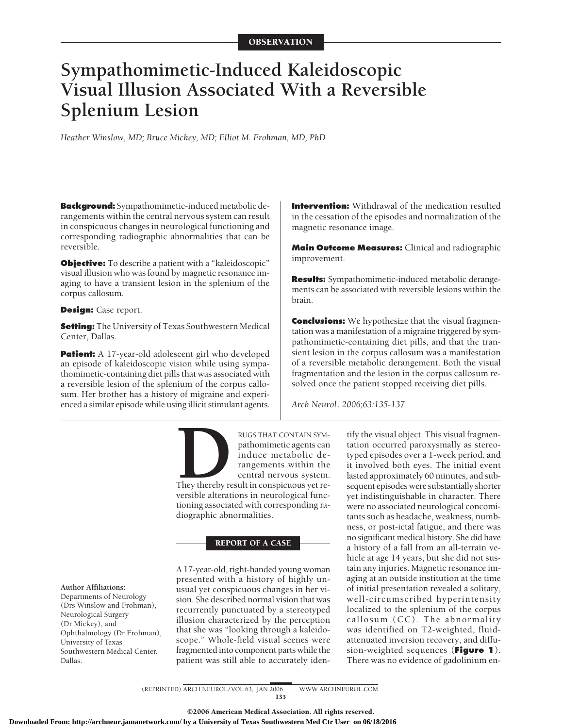OBSERVATION

# Sympathomimetic-Induced Kaleidoscopic Visual Illusion Associated With a Reversible Splenium Lesion

*Heather Winslow, MD; Bruce Mickey, MD; Elliot M. Frohman, MD, PhD*

**Background:** Sympathomimetic-induced metabolic derangements within the central nervous system can result in conspicuous changes in neurological functioning and corresponding radiographic abnormalities that can be reversible.

**Objective:** To describe a patient with a "kaleidoscopic" visual illusion who was found by magnetic resonance imaging to have a transient lesion in the splenium of the corpus callosum.

**Design:** Case report.

**Setting:** The University of Texas Southwestern Medical Center, Dallas.

**Patient:** A 17-year-old adolescent girl who developed an episode of kaleidoscopic vision while using sympathomimetic-containing diet pills that was associated with a reversible lesion of the splenium of the corpus callosum. Her brother has a history of migraine and experienced a similar episode while using illicit stimulant agents.

**Intervention:** Withdrawal of the medication resulted in the cessation of the episodes and normalization of the magnetic resonance image.

**Main Outcome Measures:** Clinical and radiographic improvement.

**Results:** Sympathomimetic-induced metabolic derangements can be associated with reversible lesions within the brain.

**Conclusions:** We hypothesize that the visual fragmentation was a manifestation of a migraine triggered by sympathomimetic-containing diet pills, and that the transient lesion in the corpus callosum was a manifestation of a reversible metabolic derangement. Both the visual fragmentation and the lesion in the corpus callosum resolved once the patient stopped receiving diet pills.

*Arch Neurol. 2006;63:135-137*

DRUGS THAT CONTAIN SYMpathomimetic agents can induce metabolic derangements within the central nervous system. They thereby result in conspicuous yet reversible alterations in neurological functioning associated with corresponding radiographic abnormalities.

## REPORT OF A CASE

A 17-year-old, right-handed young woman presented with a history of highly unusual yet conspicuous changes in her vision. She described normal vision that was recurrently punctuated by a stereotyped illusion characterized by the perception that she was "looking through a kaleidoscope." Whole-field visual scenes were fragmented into component parts while the patient was still able to accurately identify the visual object. This visual fragmentation occurred paroxysmally as stereotyped episodes over a 1-week period, and it involved both eyes. The initial event lasted approximately 60 minutes, and subsequent episodes were substantially shorter yet indistinguishable in character. There were no associated neurological concomitants such as headache, weakness, numbness, or post-ictal fatigue, and there was no significant medical history. She did have a history of a fall from an all-terrain vehicle at age 14 years, but she did not sustain any injuries. Magnetic resonance imaging at an outside institution at the time of initial presentation revealed a solitary, well-circumscribed hyperintensity localized to the splenium of the corpus callosum (CC). The abnormality was identified on T2-weighted, fluid-attenuated inversion recovery, and diffusion-weighted sequences (**Figure 1**). There was no evidence of gadolinium en-

**Author Affiliations:** Departments of Neurology (Drs Winslow and Frohman), Neurological Surgery (Dr Mickey), and Ophthalmology (Dr Frohman), University of Texas Southwestern Medical Center, Dallas.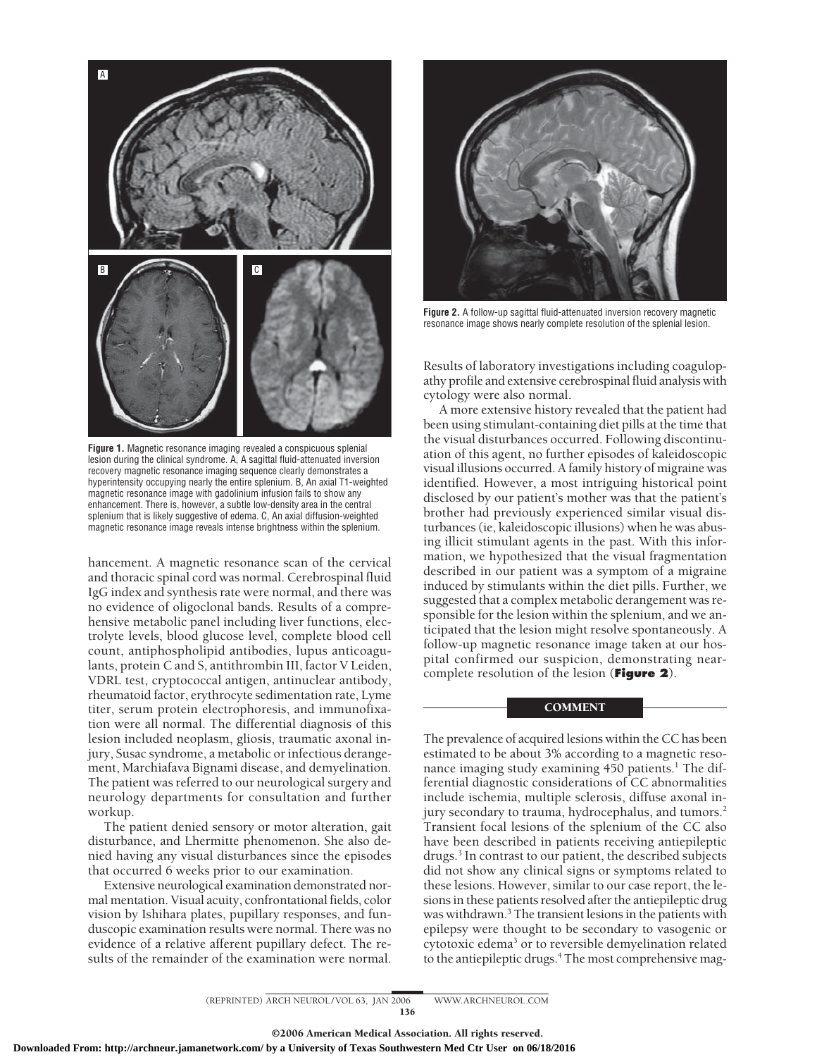**Figure 1.** Magnetic resonance imaging revealed a conspicuous splenial lesion during the clinical syndrome. A, A sagittal fluid-attenuated inversion recovery magnetic resonance imaging sequence clearly demonstrates a hyperintensity occupying nearly the entire splenium. B, An axial T1-weighted magnetic resonance image with gadolinium infusion fails to show any enhancement. There is, however, a subtle low-density area in the central splenium that is likely suggestive of edema. C, An axial diffusion-weighted magnetic resonance image reveals intense brightness within the splenium.

hancement. A magnetic resonance scan of the cervical and thoracic spinal cord was normal. Cerebrospinal fluid IgG index and synthesis rate were normal, and there was no evidence of oligoclonal bands. Results of a comprehensive metabolic panel including liver functions, electrolyte levels, blood glucose level, complete blood cell count, antiphospholipid antibodies, lupus anticoagulants, protein C and S, antithrombin III, factor V Leiden, VDRL test, cryptococcal antigen, antinuclear antibody, rheumatoid factor, erythrocyte sedimentation rate, Lyme titer, serum protein electrophoresis, and immunofixation were all normal. The differential diagnosis of this lesion included neoplasm, gliosis, traumatic axonal injury, Susac syndrome, a metabolic or infectious derangement, Marchiafava Bignami disease, and demyelination. The patient was referred to our neurological surgery and neurology departments for consultation and further workup.

The patient denied sensory or motor alteration, gait disturbance, and Lhermitte phenomenon. She also denied having any visual disturbances since the episodes that occurred 6 weeks prior to our examination.

Extensive neurological examination demonstrated normal mentation. Visual acuity, confrontational fields, color vision by Ishihara plates, pupillary responses, and funduscopic examination results were normal. There was no evidence of a relative afferent pupillary defect. The results of the remainder of the examination were normal.

**Figure 2.** A follow-up sagittal fluid-attenuated inversion recovery magnetic resonance image shows nearly complete resolution of the splenial lesion.

Results of laboratory investigations including coagulopathy profile and extensive cerebrospinal fluid analysis with cytology were also normal.

A more extensive history revealed that the patient had been using stimulant-containing diet pills at the time that the visual disturbances occurred. Following discontinuation of this agent, no further episodes of kaleidoscopic visual illusions occurred. A family history of migraine was identified. However, a most intriguing historical point disclosed by our patient's mother was that the patient's brother had previously experienced similar visual disturbances (ie, kaleidoscopic illusions) when he was abusing illicit stimulant agents in the past. With this information, we hypothesized that the visual fragmentation described in our patient was a symptom of a migraine induced by stimulants within the diet pills. Further, we suggested that a complex metabolic derangement was responsible for the lesion within the splenium, and we anticipated that the lesion might resolve spontaneously. A follow-up magnetic resonance image taken at our hospital confirmed our suspicion, demonstrating near-complete resolution of the lesion (**Figure 2**).

## COMMENT

The prevalence of acquired lesions within the CC has been estimated to be about 3% according to a magnetic resonance imaging study examining 450 patients.[1] The differential diagnostic considerations of CC abnormalities include ischemia, multiple sclerosis, diffuse axonal injury secondary to trauma, hydrocephalus, and tumors.[2] Transient focal lesions of the splenium of the CC also have been described in patients receiving antiepileptic drugs.[3] In contrast to our patient, the described subjects did not show any clinical signs or symptoms related to these lesions. However, similar to our case report, the lesions in these patients resolved after the antiepileptic drug was withdrawn.[3] The transient lesions in the patients with epilepsy were thought to be secondary to vasogenic or cytotoxic edema[3] or to reversible demyelination related to the antiepileptic drugs.[4] The most comprehensive mag-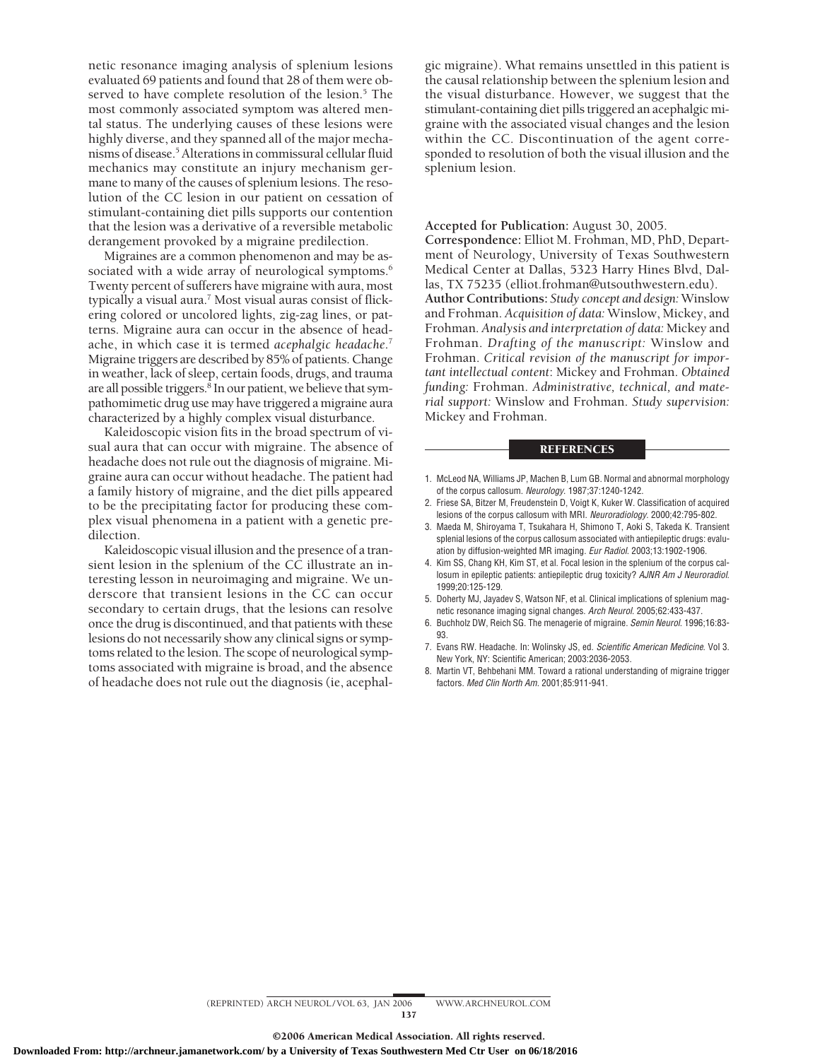netic resonance imaging analysis of splenium lesions evaluated 69 patients and found that 28 of them were observed to have complete resolution of the lesion.[5] The most commonly associated symptom was altered mental status. The underlying causes of these lesions were highly diverse, and they spanned all of the major mechanisms of disease.[5] Alterations in commissural cellular fluid mechanics may constitute an injury mechanism germane to many of the causes of splenium lesions. The resolution of the CC lesion in our patient on cessation of stimulant-containing diet pills supports our contention that the lesion was a derivative of a reversible metabolic derangement provoked by a migraine predilection.

Migraines are a common phenomenon and may be associated with a wide array of neurological symptoms.[6] Twenty percent of sufferers have migraine with aura, most typically a visual aura.[7] Most visual auras consist of flickering colored or uncolored lights, zig-zag lines, or patterns. Migraine aura can occur in the absence of headache, in which case it is termed *acephalgic headache*.[7] Migraine triggers are described by 85% of patients. Change in weather, lack of sleep, certain foods, drugs, and trauma are all possible triggers.[8] In our patient, we believe that sympathomimetic drug use may have triggered a migraine aura characterized by a highly complex visual disturbance.

Kaleidoscopic vision fits in the broad spectrum of visual aura that can occur with migraine. The absence of headache does not rule out the diagnosis of migraine. Migraine aura can occur without headache. The patient had a family history of migraine, and the diet pills appeared to be the precipitating factor for producing these complex visual phenomena in a patient with a genetic predilection.

Kaleidoscopic visual illusion and the presence of a transient lesion in the splenium of the CC illustrate an interesting lesson in neuroimaging and migraine. We underscore that transient lesions in the CC can occur secondary to certain drugs, that the lesions can resolve once the drug is discontinued, and that patients with these lesions do not necessarily show any clinical signs or symptoms related to the lesion. The scope of neurological symptoms associated with migraine is broad, and the absence of headache does not rule out the diagnosis (ie, acephalgic migraine). What remains unsettled in this patient is the causal relationship between the splenium lesion and the visual disturbance. However, we suggest that the stimulant-containing diet pills triggered an acephalgic migraine with the associated visual changes and the lesion within the CC. Discontinuation of the agent corresponded to resolution of both the visual illusion and the splenium lesion.

**Accepted for Publication:** August 30, 2005.

**Correspondence:** Elliot M. Frohman, MD, PhD, Department of Neurology, University of Texas Southwestern Medical Center at Dallas, 5323 Harry Hines Blvd, Dallas, TX 75235 (elliot.frohman@utsouthwestern.edu).

**Author Contributions:** *Study concept and design:* Winslow and Frohman. *Acquisition of data:* Winslow, Mickey, and Frohman. *Analysis and interpretation of data:* Mickey and Frohman. *Drafting of the manuscript:* Winslow and Frohman. *Critical revision of the manuscript for important intellectual content*: Mickey and Frohman. *Obtained funding:* Frohman. *Administrative, technical, and material support:* Winslow and Frohman. *Study supervision:* Mickey and Frohman.

## REFERENCES

1. McLeod NA, Williams JP, Machen B, Lum GB. Normal and abnormal morphology of the corpus callosum. *Neurology*. 1987;37:1240-1242.
2. Friese SA, Bitzer M, Freudenstein D, Voigt K, Kuker W. Classification of acquired lesions of the corpus callosum with MRI. *Neuroradiology*. 2000;42:795-802.
3. Maeda M, Shiroyama T, Tsukahara H, Shimono T, Aoki S, Takeda K. Transient splenial lesions of the corpus callosum associated with antiepileptic drugs: evaluation by diffusion-weighted MR imaging. *Eur Radiol*. 2003;13:1902-1906.
4. Kim SS, Chang KH, Kim ST, et al. Focal lesion in the splenium of the corpus callosum in epileptic patients: antiepileptic drug toxicity? *AJNR Am J Neuroradiol*. 1999;20:125-129.
5. Doherty MJ, Jayadev S, Watson NF, et al. Clinical implications of splenium magnetic resonance imaging signal changes. *Arch Neurol*. 2005;62:433-437.
6. Buchholz DW, Reich SG. The menagerie of migraine. *Semin Neurol*. 1996;16:83-93.
7. Evans RW. Headache. In: Wolinsky JS, ed. *Scientific American Medicine*. Vol 3. New York, NY: Scientific American; 2003:2036-2053.
8. Martin VT, Behbehani MM. Toward a rational understanding of migraine trigger factors. *Med Clin North Am*. 2001;85:911-941.